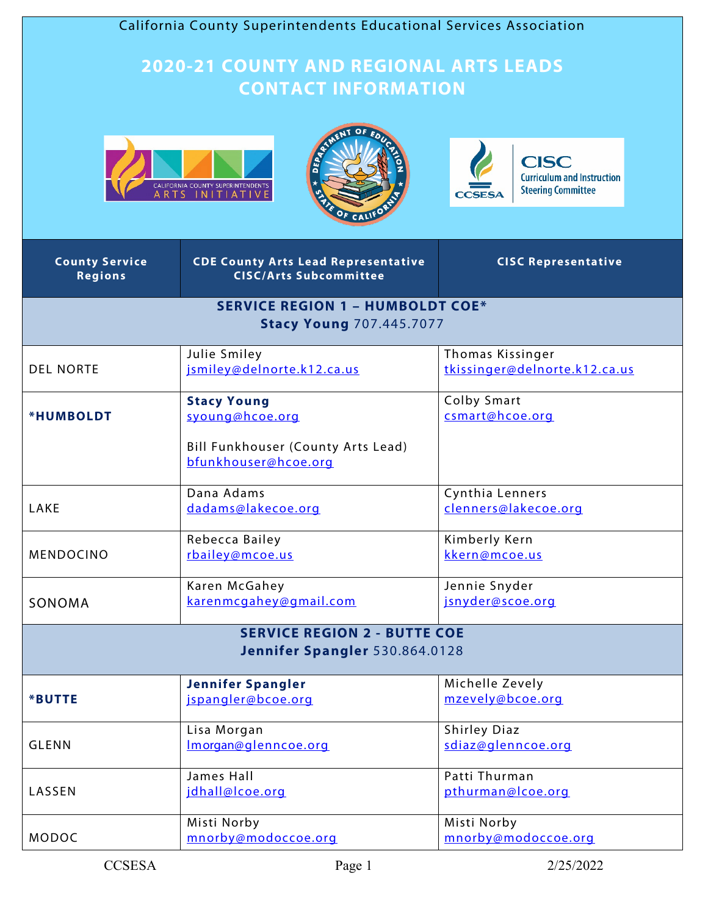California County Superintendents Educational Services Association

# 2020-21 COUNTY AND REGIONAL ARTS LEADS CONTACT INFORMATION

| County Service Regions | CDE County Arts Lead Representative CISC/Arts Subcommittee | CISC Representative |
|---|---|---|
| **SERVICE REGION 1 – HUMBOLDT COE*** **Stacy Young** 707.445.7077 | | |
| DEL NORTE | Julie Smiley jsmiley@delnorte.k12.ca.us | Thomas Kissinger tkissinger@delnorte.k12.ca.us |
| ***HUMBOLDT** | **Stacy Young** syoung@hcoe.org<br><br>Bill Funkhouser (County Arts Lead) bfunkhouser@hcoe.org | Colby Smart csmart@hcoe.org |
| LAKE | Dana Adams dadams@lakecoe.org | Cynthia Lenners clenners@lakecoe.org |
| MENDOCINO | Rebecca Bailey rbailey@mcoe.us | Kimberly Kern kkern@mcoe.us |
| SONOMA | Karen McGahey karenmcgahey@gmail.com | Jennie Snyder jsnyder@scoe.org |
| **SERVICE REGION 2 - BUTTE COE** **Jennifer Spangler** 530.864.0128 | | |
| ***BUTTE** | **Jennifer Spangler** jspangler@bcoe.org | Michelle Zevely mzevely@bcoe.org |
| GLENN | Lisa Morgan lmorgan@glenncoe.org | Shirley Diaz sdiaz@glenncoe.org |
| LASSEN | James Hall jdhall@lcoe.org | Patti Thurman pthurman@lcoe.org |
| MODOC | Misti Norby mnorby@modoccoe.org | Misti Norby mnorby@modoccoe.org |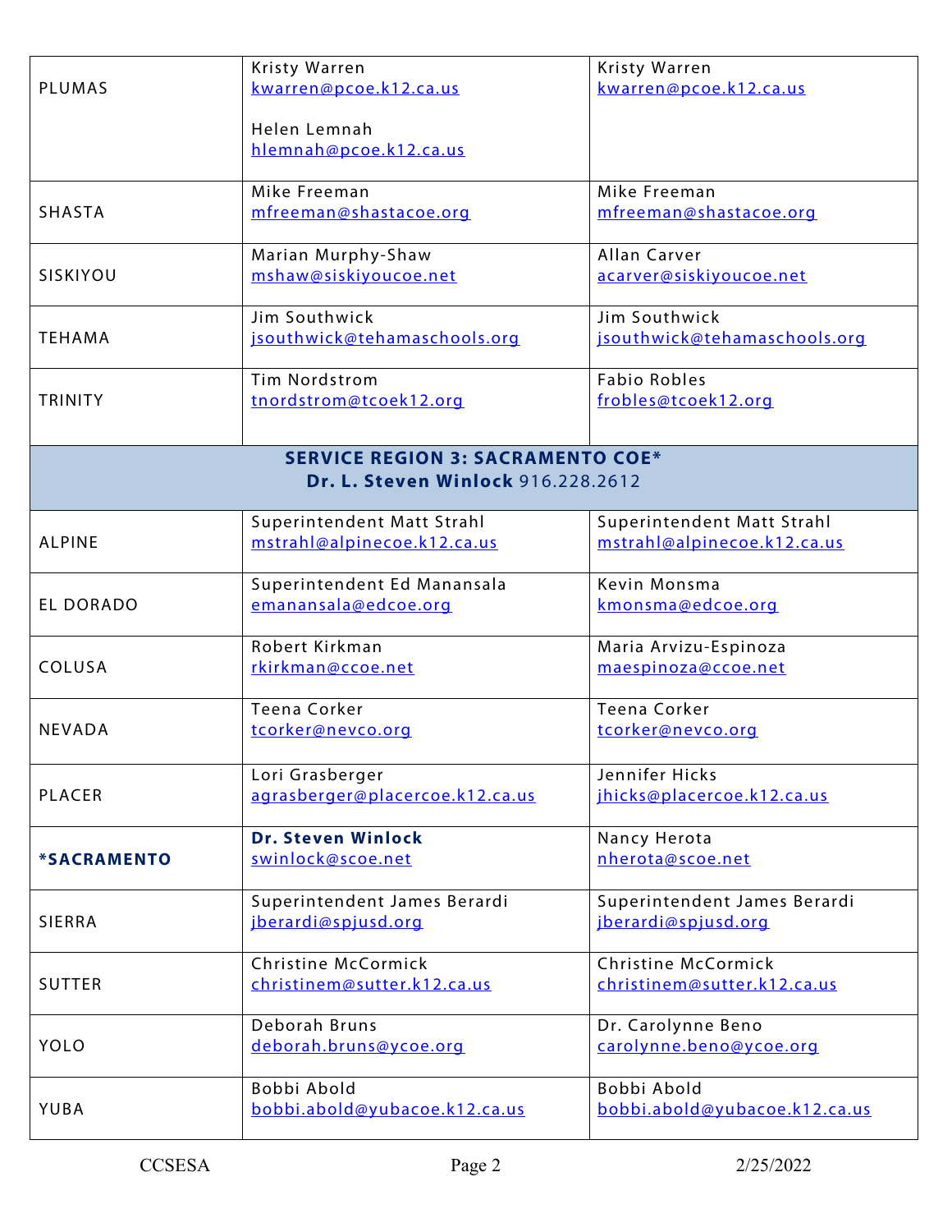| | | |
|---|---|---|
| PLUMAS | Kristy Warren<br>kwarren@pcoe.k12.ca.us<br><br>Helen Lemnah<br>hlemnah@pcoe.k12.ca.us | Kristy Warren<br>kwarren@pcoe.k12.ca.us |
| SHASTA | Mike Freeman<br>mfreeman@shastacoe.org | Mike Freeman<br>mfreeman@shastacoe.org |
| SISKIYOU | Marian Murphy-Shaw<br>mshaw@siskiyoucoe.net | Allan Carver<br>acarver@siskiyoucoe.net |
| TEHAMA | Jim Southwick<br>jsouthwick@tehamaschools.org | Jim Southwick<br>jsouthwick@tehamaschools.org |
| TRINITY | Tim Nordstrom<br>tnordstrom@tcoek12.org | Fabio Robles<br>frobles@tcoek12.org |
| **SERVICE REGION 3: SACRAMENTO COE*<br>Dr. L. Steven Winlock** 916.228.2612 | | |
| ALPINE | Superintendent Matt Strahl<br>mstrahl@alpinecoe.k12.ca.us | Superintendent Matt Strahl<br>mstrahl@alpinecoe.k12.ca.us |
| EL DORADO | Superintendent Ed Manansala<br>emanansala@edcoe.org | Kevin Monsma<br>kmonsma@edcoe.org |
| COLUSA | Robert Kirkman<br>rkirkman@ccoe.net | Maria Arvizu-Espinoza<br>maespinoza@ccoe.net |
| NEVADA | Teena Corker<br>tcorker@nevco.org | Teena Corker<br>tcorker@nevco.org |
| PLACER | Lori Grasberger<br>agrasberger@placercoe.k12.ca.us | Jennifer Hicks<br>jhicks@placercoe.k12.ca.us |
| ***SACRAMENTO** | **Dr. Steven Winlock**<br>swinlock@scoe.net | Nancy Herota<br>nherota@scoe.net |
| SIERRA | Superintendent James Berardi<br>jberardi@spjusd.org | Superintendent James Berardi<br>jberardi@spjusd.org |
| SUTTER | Christine McCormick<br>christinem@sutter.k12.ca.us | Christine McCormick<br>christinem@sutter.k12.ca.us |
| YOLO | Deborah Bruns<br>deborah.bruns@ycoe.org | Dr. Carolynne Beno<br>carolynne.beno@ycoe.org |
| YUBA | Bobbi Abold<br>bobbi.abold@yubacoe.k12.ca.us | Bobbi Abold<br>bobbi.abold@yubacoe.k12.ca.us |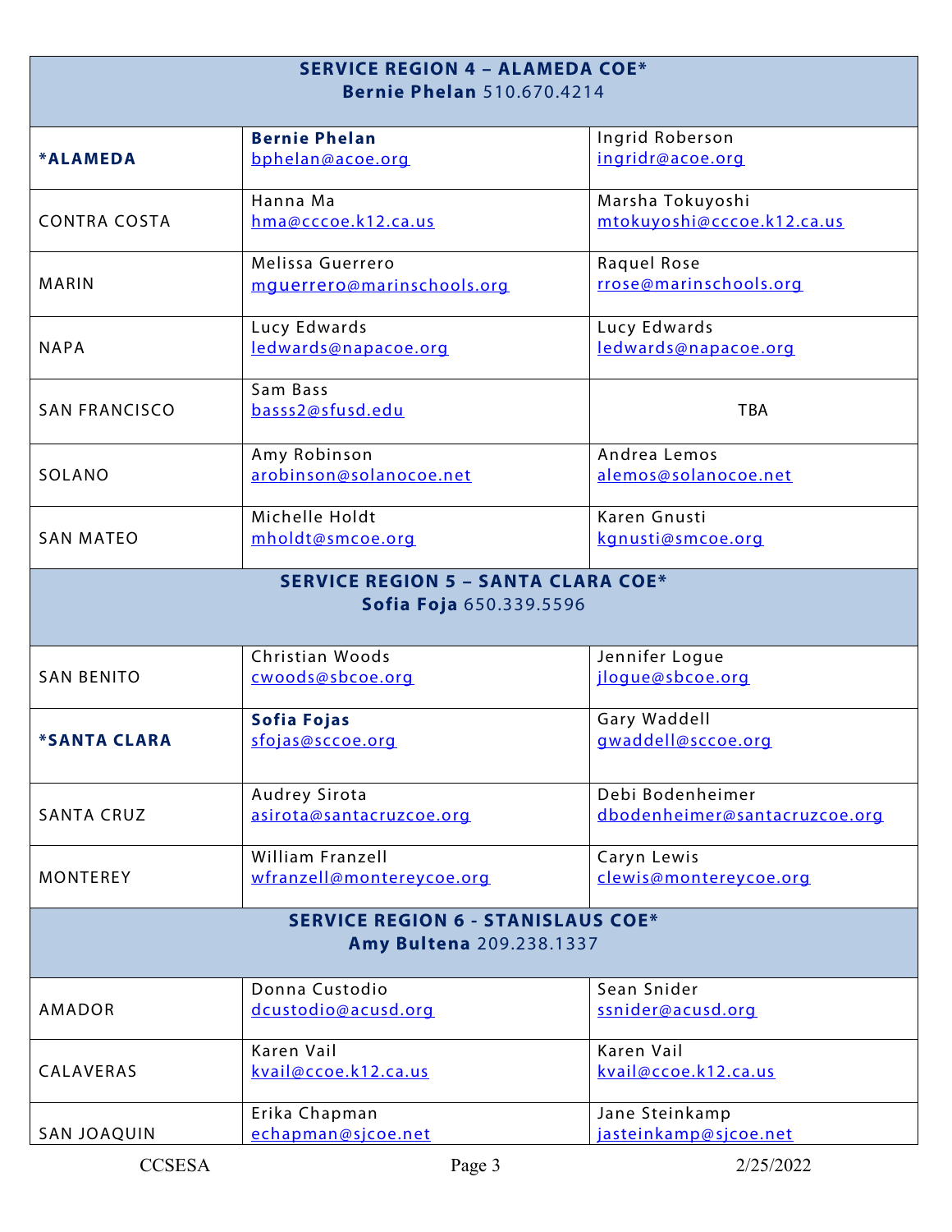| SERVICE REGION 4 – ALAMEDA COE*<br>**Bernie Phelan** 510.670.4214 | | |
|---|---|---|
| ***ALAMEDA** | **Bernie Phelan**<br>bphelan@acoe.org | Ingrid Roberson<br>ingridr@acoe.org |
| CONTRA COSTA | Hanna Ma<br>hma@cccoe.k12.ca.us | Marsha Tokuyoshi<br>mtokuyoshi@cccoe.k12.ca.us |
| MARIN | Melissa Guerrero<br>mguerrero@marinschools.org | Raquel Rose<br>rrose@marinschools.org |
| NAPA | Lucy Edwards<br>ledwards@napacoe.org | Lucy Edwards<br>ledwards@napacoe.org |
| SAN FRANCISCO | Sam Bass<br>basss2@sfusd.edu | TBA |
| SOLANO | Amy Robinson<br>arobinson@solanocoe.net | Andrea Lemos<br>alemos@solanocoe.net |
| SAN MATEO | Michelle Holdt<br>mholdt@smcoe.org | Karen Gnusti<br>kgnusti@smcoe.org |
| **SERVICE REGION 5 – SANTA CLARA COE***<br>**Sofia Foja** 650.339.5596 | | |
| SAN BENITO | Christian Woods<br>cwoods@sbcoe.org | Jennifer Logue<br>jlogue@sbcoe.org |
| ***SANTA CLARA** | **Sofia Fojas**<br>sfojas@sccoe.org | Gary Waddell<br>gwaddell@sccoe.org |
| SANTA CRUZ | Audrey Sirota<br>asirota@santacruzcoe.org | Debi Bodenheimer<br>dbodenheimer@santacruzcoe.org |
| MONTEREY | William Franzell<br>wfranzell@montereycoe.org | Caryn Lewis<br>clewis@montereycoe.org |
| **SERVICE REGION 6 - STANISLAUS COE***<br>**Amy Bultena** 209.238.1337 | | |
| AMADOR | Donna Custodio<br>dcustodio@acusd.org | Sean Snider<br>ssnider@acusd.org |
| CALAVERAS | Karen Vail<br>kvail@ccoe.k12.ca.us | Karen Vail<br>kvail@ccoe.k12.ca.us |
| SAN JOAQUIN | Erika Chapman<br>echapman@sjcoe.net | Jane Steinkamp<br>jasteinkamp@sjcoe.net |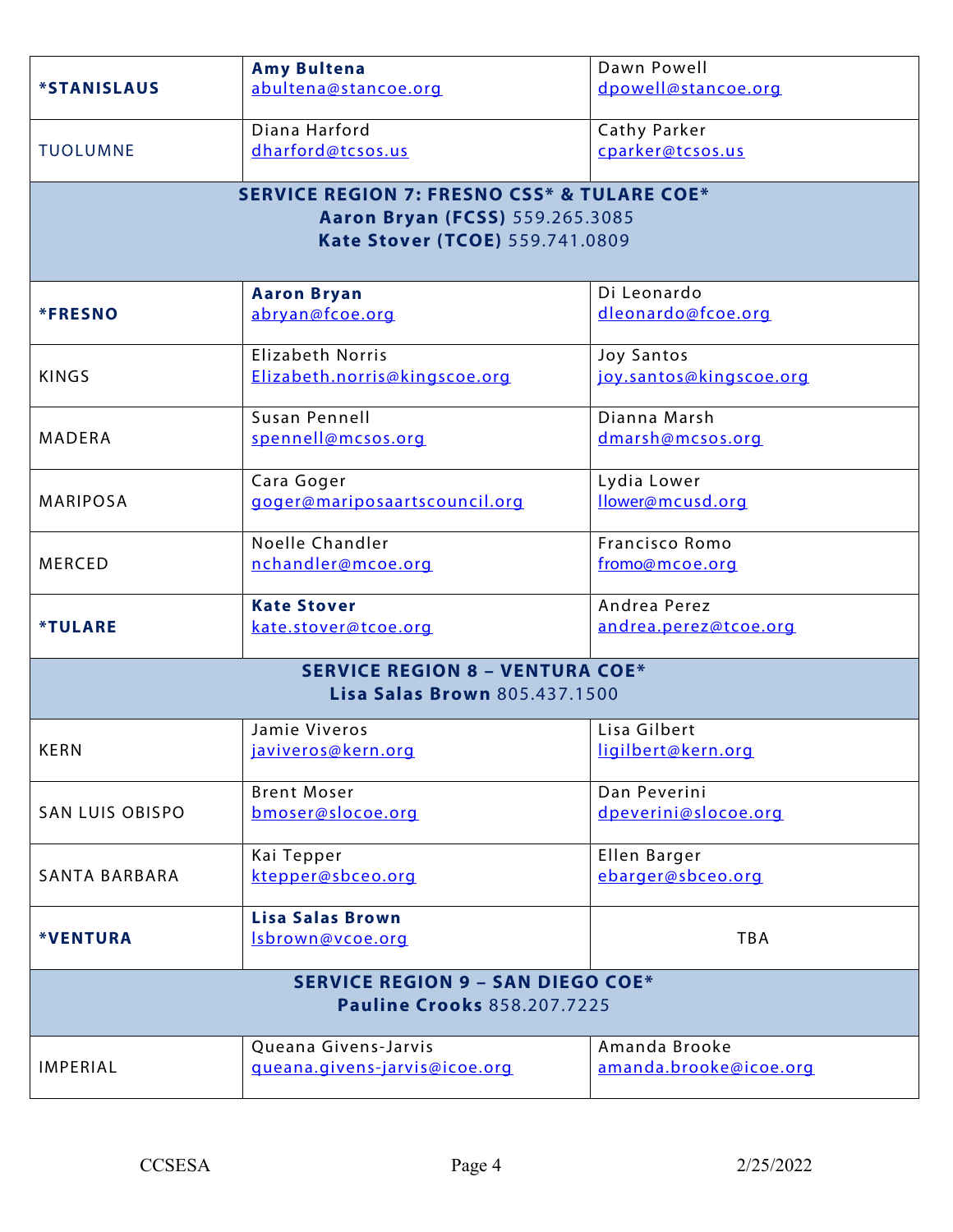| | | |
|---|---|---|
| ***STANISLAUS** | **Amy Bultena**<br>abultena@stancoe.org | Dawn Powell<br>dpowell@stancoe.org |
| TUOLUMNE | Diana Harford<br>dharford@tcsos.us | Cathy Parker<br>cparker@tcsos.us |
| **SERVICE REGION 7: FRESNO CSS* & TULARE COE***<br>**Aaron Bryan (FCSS)** 559.265.3085<br>**Kate Stover (TCOE)** 559.741.0809 | | |
| ***FRESNO** | **Aaron Bryan**<br>abryan@fcoe.org | Di Leonardo<br>dleonardo@fcoe.org |
| KINGS | Elizabeth Norris<br>Elizabeth.norris@kingscoe.org | Joy Santos<br>joy.santos@kingscoe.org |
| MADERA | Susan Pennell<br>spennell@mcsos.org | Dianna Marsh<br>dmarsh@mcsos.org |
| MARIPOSA | Cara Goger<br>goger@mariposaartscouncil.org | Lydia Lower<br>llower@mcusd.org |
| MERCED | Noelle Chandler<br>nchandler@mcoe.org | Francisco Romo<br>fromo@mcoe.org |
| ***TULARE** | **Kate Stover**<br>kate.stover@tcoe.org | Andrea Perez<br>andrea.perez@tcoe.org |
| **SERVICE REGION 8 – VENTURA COE***<br>**Lisa Salas Brown** 805.437.1500 | | |
| KERN | Jamie Viveros<br>javiveros@kern.org | Lisa Gilbert<br>ligilbert@kern.org |
| SAN LUIS OBISPO | Brent Moser<br>bmoser@slocoe.org | Dan Peverini<br>dpeverini@slocoe.org |
| SANTA BARBARA | Kai Tepper<br>ktepper@sbceo.org | Ellen Barger<br>ebarger@sbceo.org |
| ***VENTURA** | **Lisa Salas Brown**<br>lsbrown@vcoe.org | TBA |
| **SERVICE REGION 9 – SAN DIEGO COE***<br>**Pauline Crooks** 858.207.7225 | | |
| IMPERIAL | Queana Givens-Jarvis<br>queana.givens-jarvis@icoe.org | Amanda Brooke<br>amanda.brooke@icoe.org |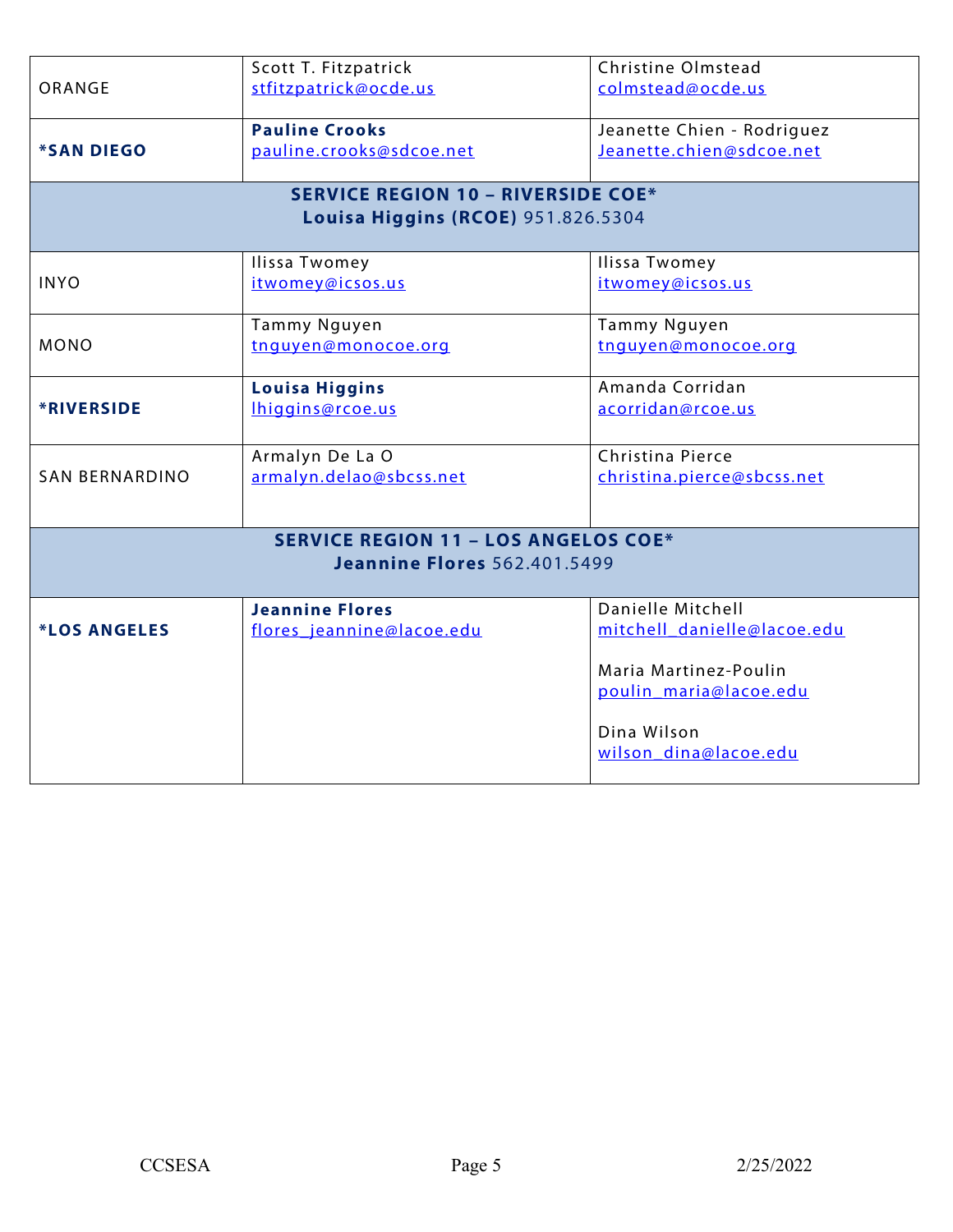| | | |
|---|---|---|
| ORANGE | Scott T. Fitzpatrick<br>stfitzpatrick@ocde.us | Christine Olmstead<br>colmstead@ocde.us |
| **\*SAN DIEGO** | **Pauline Crooks**<br>pauline.crooks@sdcoe.net | Jeanette Chien - Rodriguez<br>Jeanette.chien@sdcoe.net |
| **SERVICE REGION 10 – RIVERSIDE COE\***<br>**Louisa Higgins (RCOE)** 951.826.5304 | | |
| INYO | Ilissa Twomey<br>itwomey@icsos.us | Ilissa Twomey<br>itwomey@icsos.us |
| MONO | Tammy Nguyen<br>tnguyen@monocoe.org | Tammy Nguyen<br>tnguyen@monocoe.org |
| **\*RIVERSIDE** | **Louisa Higgins**<br>lhiggins@rcoe.us | Amanda Corridan<br>acorridan@rcoe.us |
| SAN BERNARDINO | Armalyn De La O<br>armalyn.delao@sbcss.net | Christina Pierce<br>christina.pierce@sbcss.net |
| **SERVICE REGION 11 – LOS ANGELOS COE\***<br>**Jeannine Flores** 562.401.5499 | | |
| **\*LOS ANGELES** | **Jeannine Flores**<br>flores_jeannine@lacoe.edu | Danielle Mitchell<br>mitchell_danielle@lacoe.edu<br><br>Maria Martinez-Poulin<br>poulin_maria@lacoe.edu<br><br>Dina Wilson<br>wilson_dina@lacoe.edu |